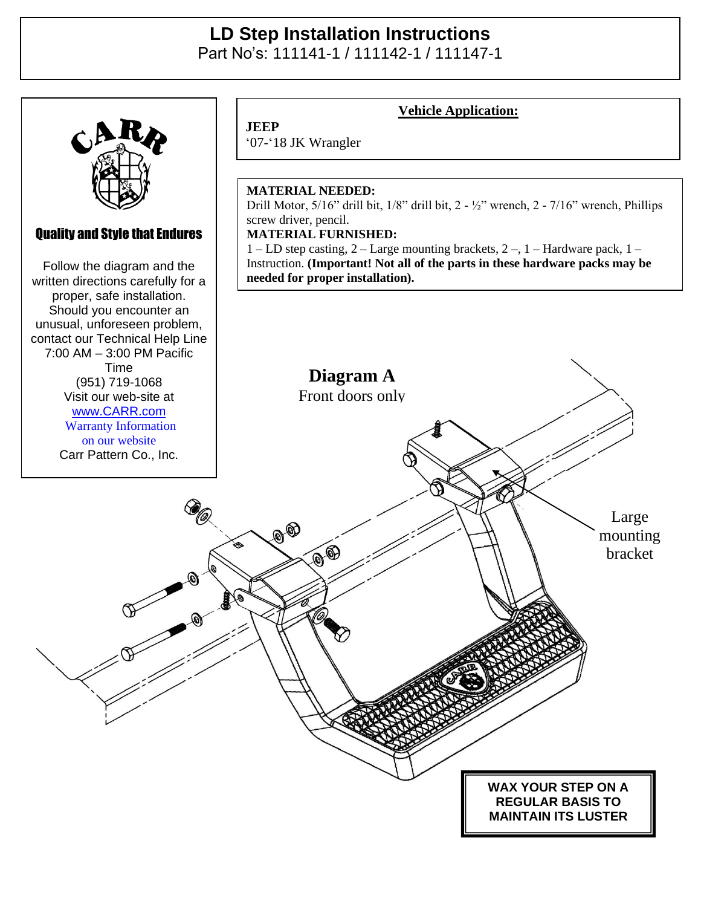# LD Step Installation Instructions

Part No's: 111141-1 / 111142-1 / 111147-1

CARR

**Quality and Style that Endures**

Follow the diagram and the written directions carefully for a proper, safe installation. Should you encounter an unusual, unforeseen problem, contact our Technical Help Line 7:00 AM – 3:00 PM Pacific Time
(951) 719-1068
Visit our web-site at
www.CARR.com
Warranty Information on our website
Carr Pattern Co., Inc.

**Vehicle Application:**

**JEEP**
'07-'18 JK Wrangler

**MATERIAL NEEDED:**
Drill Motor, 5/16" drill bit, 1/8" drill bit, 2 - ½" wrench, 2 - 7/16" wrench, Phillips screw driver, pencil.

**MATERIAL FURNISHED:**
1 – LD step casting, 2 – Large mounting brackets, 2 –, 1 – Hardware pack, 1 – Instruction. **(Important! Not all of the parts in these hardware packs may be needed for proper installation).**

**Diagram A**
Front doors only

Large mounting bracket

**WAX YOUR STEP ON A REGULAR BASIS TO MAINTAIN ITS LUSTER**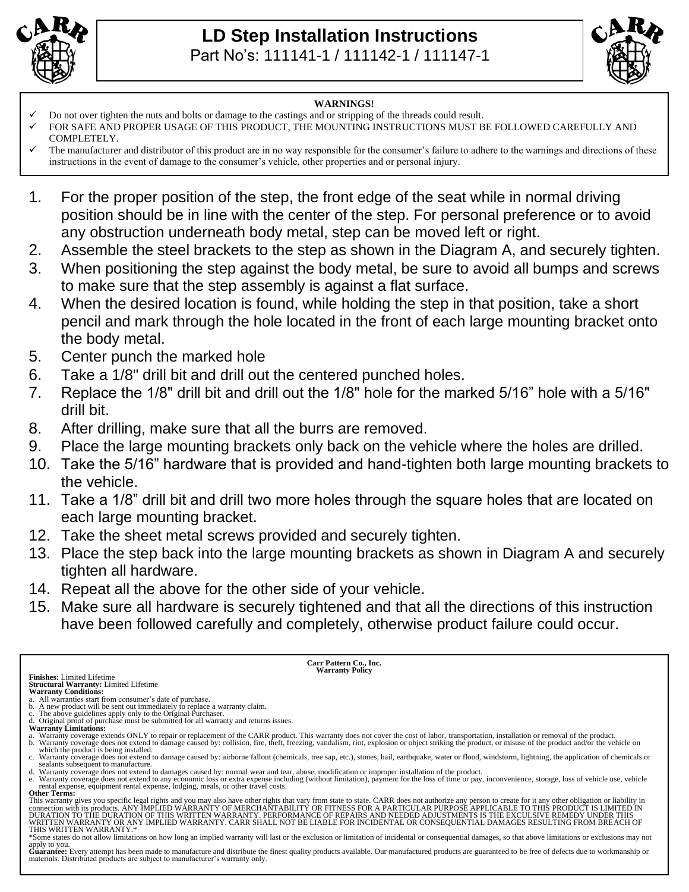# LD Step Installation Instructions

Part No's: 111141-1 / 111142-1 / 111147-1

**WARNINGS!**

- ✓ Do not over tighten the nuts and bolts or damage to the castings and or stripping of the threads could result.
- ✓ FOR SAFE AND PROPER USAGE OF THIS PRODUCT, THE MOUNTING INSTRUCTIONS MUST BE FOLLOWED CAREFULLY AND COMPLETELY.
- ✓ The manufacturer and distributor of this product are in no way responsible for the consumer's failure to adhere to the warnings and directions of these instructions in the event of damage to the consumer's vehicle, other properties and or personal injury.

1. For the proper position of the step, the front edge of the seat while in normal driving position should be in line with the center of the step. For personal preference or to avoid any obstruction underneath body metal, step can be moved left or right.
2. Assemble the steel brackets to the step as shown in the Diagram A, and securely tighten.
3. When positioning the step against the body metal, be sure to avoid all bumps and screws to make sure that the step assembly is against a flat surface.
4. When the desired location is found, while holding the step in that position, take a short pencil and mark through the hole located in the front of each large mounting bracket onto the body metal.
5. Center punch the marked hole
6. Take a 1/8" drill bit and drill out the centered punched holes.
7. Replace the 1/8" drill bit and drill out the 1/8" hole for the marked 5/16" hole with a 5/16" drill bit.
8. After drilling, make sure that all the burrs are removed.
9. Place the large mounting brackets only back on the vehicle where the holes are drilled.
10. Take the 5/16" hardware that is provided and hand-tighten both large mounting brackets to the vehicle.
11. Take a 1/8" drill bit and drill two more holes through the square holes that are located on each large mounting bracket.
12. Take the sheet metal screws provided and securely tighten.
13. Place the step back into the large mounting brackets as shown in Diagram A and securely tighten all hardware.
14. Repeat all the above for the other side of your vehicle.
15. Make sure all hardware is securely tightened and that all the directions of this instruction have been followed carefully and completely, otherwise product failure could occur.

**Carr Pattern Co., Inc.**
**Warranty Policy**

**Finishes:** Limited Lifetime
**Structural Warranty:** Limited Lifetime
**Warranty Conditions:**

a. All warranties start from consumer's date of purchase.
b. A new product will be sent out immediately to replace a warranty claim.
c. The above guidelines apply only to the Original Purchaser.
d. Original proof of purchase must be submitted for all warranty and returns issues.

**Warranty Limitations:**

a. Warranty coverage extends ONLY to repair or replacement of the CARR product. This warranty does not cover the cost of labor, transportation, installation or removal of the product.
b. Warranty coverage does not extend to damage caused by: collision, fire, theft, freezing, vandalism, riot, explosion or object striking the product, or misuse of the product and/or the vehicle on which the product is being installed.
c. Warranty coverage does not extend to damage caused by: airborne fallout (chemicals, tree sap, etc.), stones, hail, earthquake, water or flood, windstorm, lightning, the application of chemicals or sealants subsequent to manufacture.
d. Warranty coverage does not extend to damages caused by: normal wear and tear, abuse, modification or improper installation of the product.
e. Warranty coverage does not extend to any economic loss or extra expense including (without limitation), payment for the loss of time or pay, inconvenience, storage, loss of vehicle use, vehicle rental expense, equipment rental expense, lodging, meals, or other travel costs.

**Other Terms:**

This warranty gives you specific legal rights and you may also have other rights that vary from state to state. CARR does not authorize any person to create for it any other obligation or liability in connection with its products. ANY IMPLIED WARRANTY OF MERCHANTABILITY OR FITNESS FOR A PARTICULAR PURPOSE APPLICABLE TO THIS PRODUCT IS LIMITED IN DURATION TO THE DURATION OF THIS WRITTEN WARRANTY. PERFORMANCE OF REPAIRS AND NEEDED ADJUSTMENTS IS THE EXCULSIVE REMEDY UNDER THIS WRITTEN WARRANTY OR ANY IMPLIED WARRANTY. CARR SHALL NOT BE LIABLE FOR INCIDENTAL OR CONSEQUENTIAL DAMAGES RESULTING FROM BREACH OF THIS WRITTEN WARRANTY.*

*Some states do not allow limitations on how long an implied warranty will last or the exclusion or limitation of incidental or consequential damages, so that above limitations or exclusions may not apply to you.

**Guarantee:** Every attempt has been made to manufacture and distribute the finest quality products available. Our manufactured products are guaranteed to be free of defects due to workmanship or materials. Distributed products are subject to manufacturer's warranty only.